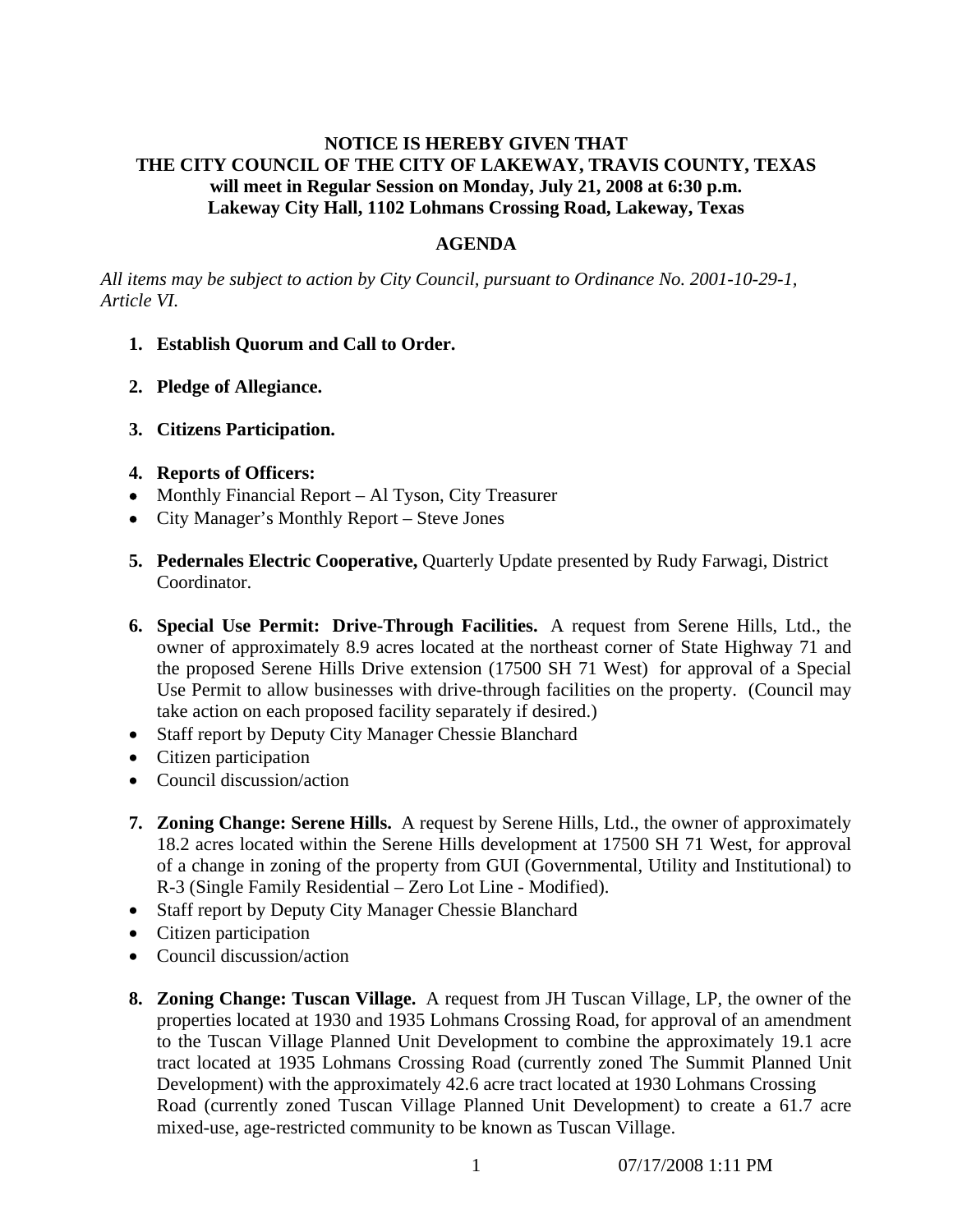**NOTICE IS HEREBY GIVEN THAT**
**THE CITY COUNCIL OF THE CITY OF LAKEWAY, TRAVIS COUNTY, TEXAS**
**will meet in Regular Session on Monday, July 21, 2008 at 6:30 p.m.**
**Lakeway City Hall, 1102 Lohmans Crossing Road, Lakeway, Texas**

## AGENDA

*All items may be subject to action by City Council, pursuant to Ordinance No. 2001-10-29-1, Article VI.*

1. **Establish Quorum and Call to Order.**

2. **Pledge of Allegiance.**

3. **Citizens Participation.**

4. **Reports of Officers:**
   - Monthly Financial Report – Al Tyson, City Treasurer
   - City Manager's Monthly Report – Steve Jones

5. **Pedernales Electric Cooperative,** Quarterly Update presented by Rudy Farwagi, District Coordinator.

6. **Special Use Permit: Drive-Through Facilities.** A request from Serene Hills, Ltd., the owner of approximately 8.9 acres located at the northeast corner of State Highway 71 and the proposed Serene Hills Drive extension (17500 SH 71 West) for approval of a Special Use Permit to allow businesses with drive-through facilities on the property. (Council may take action on each proposed facility separately if desired.)
   - Staff report by Deputy City Manager Chessie Blanchard
   - Citizen participation
   - Council discussion/action

7. **Zoning Change: Serene Hills.** A request by Serene Hills, Ltd., the owner of approximately 18.2 acres located within the Serene Hills development at 17500 SH 71 West, for approval of a change in zoning of the property from GUI (Governmental, Utility and Institutional) to R-3 (Single Family Residential – Zero Lot Line - Modified).
   - Staff report by Deputy City Manager Chessie Blanchard
   - Citizen participation
   - Council discussion/action

8. **Zoning Change: Tuscan Village.** A request from JH Tuscan Village, LP, the owner of the properties located at 1930 and 1935 Lohmans Crossing Road, for approval of an amendment to the Tuscan Village Planned Unit Development to combine the approximately 19.1 acre tract located at 1935 Lohmans Crossing Road (currently zoned The Summit Planned Unit Development) with the approximately 42.6 acre tract located at 1930 Lohmans Crossing Road (currently zoned Tuscan Village Planned Unit Development) to create a 61.7 acre mixed-use, age-restricted community to be known as Tuscan Village.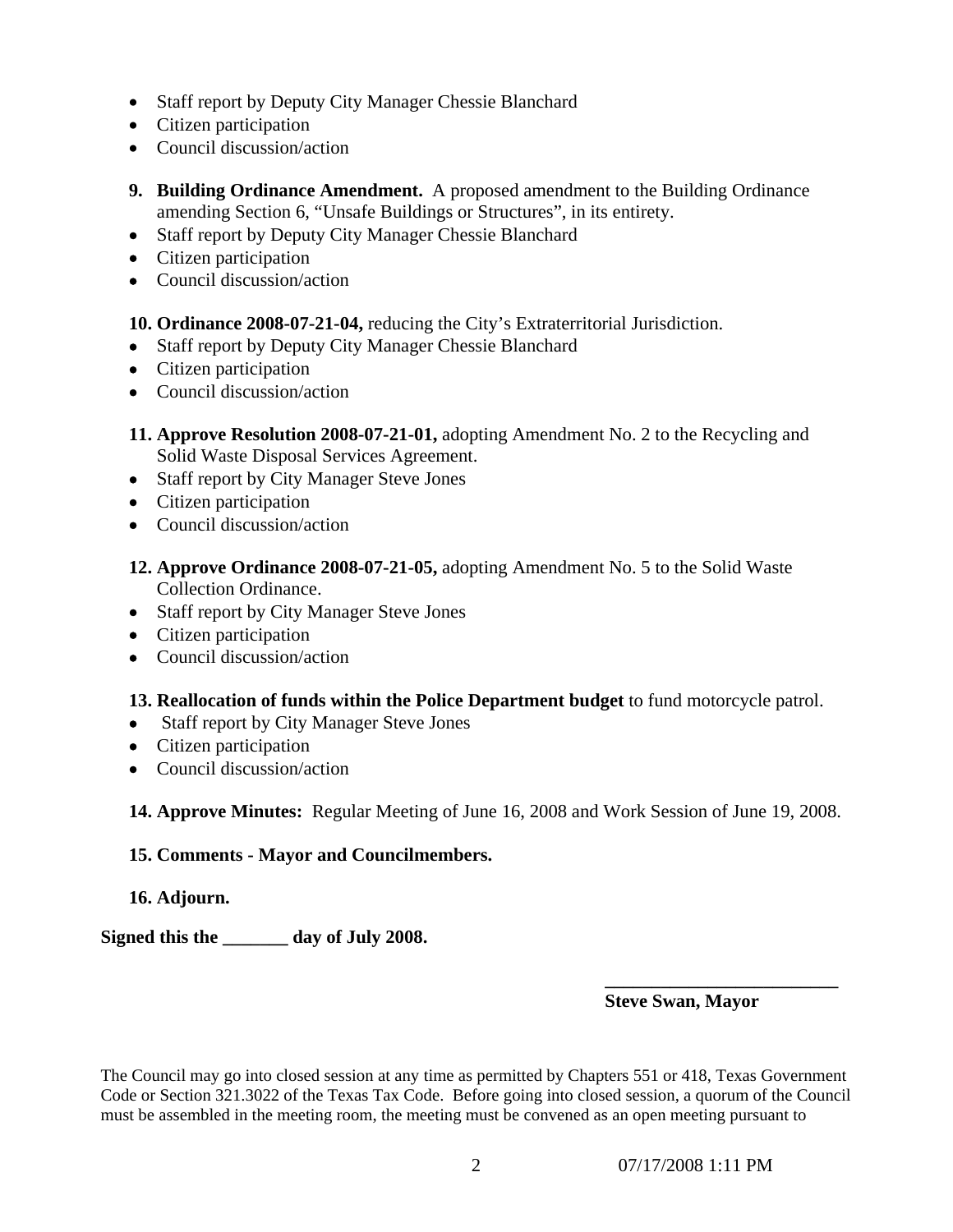- Staff report by Deputy City Manager Chessie Blanchard
- Citizen participation
- Council discussion/action

**9. Building Ordinance Amendment.** A proposed amendment to the Building Ordinance amending Section 6, "Unsafe Buildings or Structures", in its entirety.

- Staff report by Deputy City Manager Chessie Blanchard
- Citizen participation
- Council discussion/action

**10. Ordinance 2008-07-21-04,** reducing the City's Extraterritorial Jurisdiction.

- Staff report by Deputy City Manager Chessie Blanchard
- Citizen participation
- Council discussion/action

**11. Approve Resolution 2008-07-21-01,** adopting Amendment No. 2 to the Recycling and Solid Waste Disposal Services Agreement.

- Staff report by City Manager Steve Jones
- Citizen participation
- Council discussion/action

**12. Approve Ordinance 2008-07-21-05,** adopting Amendment No. 5 to the Solid Waste Collection Ordinance.

- Staff report by City Manager Steve Jones
- Citizen participation
- Council discussion/action

**13. Reallocation of funds within the Police Department budget** to fund motorcycle patrol.

- Staff report by City Manager Steve Jones
- Citizen participation
- Council discussion/action

**14. Approve Minutes:** Regular Meeting of June 16, 2008 and Work Session of June 19, 2008.

**15. Comments - Mayor and Councilmembers.**

**16. Adjourn.**

**Signed this the _______ day of July 2008.**

**_________________________**
**Steve Swan, Mayor**

The Council may go into closed session at any time as permitted by Chapters 551 or 418, Texas Government Code or Section 321.3022 of the Texas Tax Code. Before going into closed session, a quorum of the Council must be assembled in the meeting room, the meeting must be convened as an open meeting pursuant to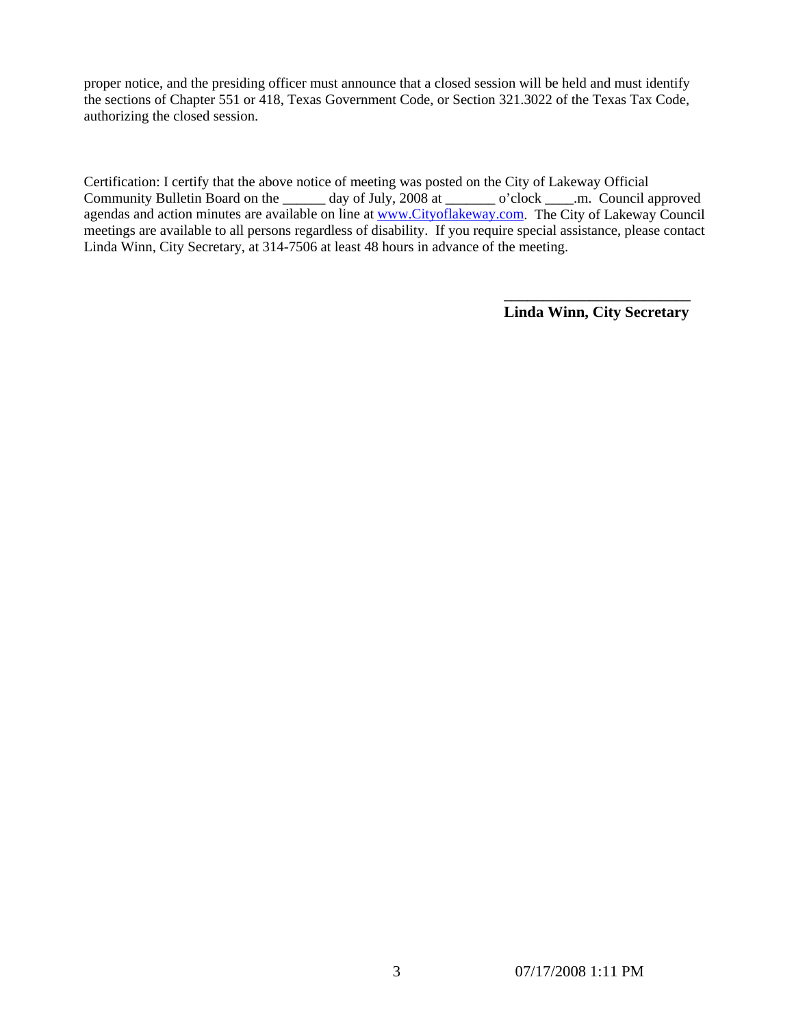proper notice, and the presiding officer must announce that a closed session will be held and must identify the sections of Chapter 551 or 418, Texas Government Code, or Section 321.3022 of the Texas Tax Code, authorizing the closed session.

Certification: I certify that the above notice of meeting was posted on the City of Lakeway Official Community Bulletin Board on the ______ day of July, 2008 at _______ o'clock ____.m. Council approved agendas and action minutes are available on line at www.Cityoflakeway.com. The City of Lakeway Council meetings are available to all persons regardless of disability. If you require special assistance, please contact Linda Winn, City Secretary, at 314-7506 at least 48 hours in advance of the meeting.

\_\_\_\_\_\_\_\_\_\_\_\_\_\_\_\_\_\_\_\_\_\_\_\_\_\_

**Linda Winn, City Secretary**

07/17/2008 1:11 PM